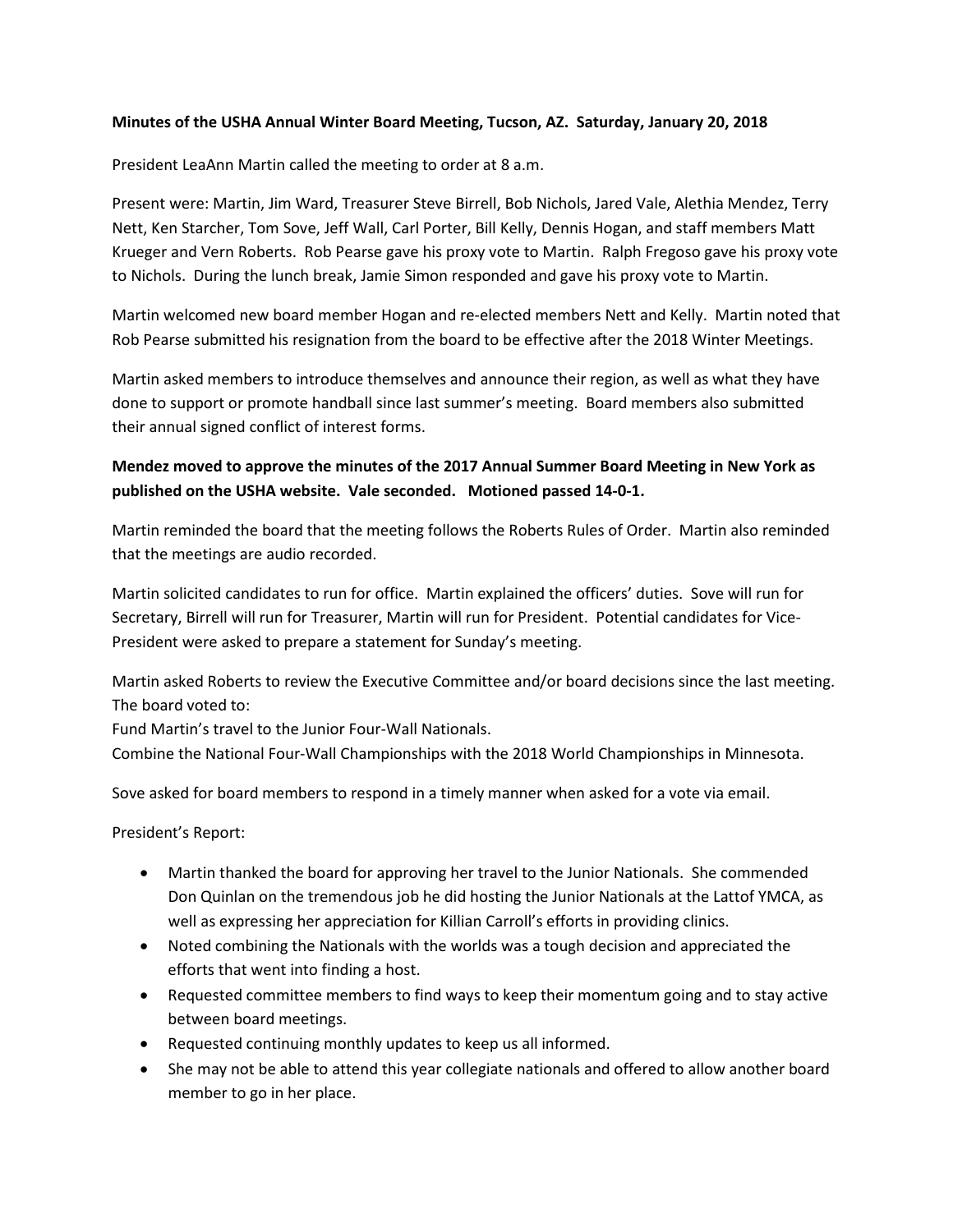**Minutes of the USHA Annual Winter Board Meeting, Tucson, AZ. Saturday, January 20, 2018**

President LeaAnn Martin called the meeting to order at 8 a.m.

Present were: Martin, Jim Ward, Treasurer Steve Birrell, Bob Nichols, Jared Vale, Alethia Mendez, Terry Nett, Ken Starcher, Tom Sove, Jeff Wall, Carl Porter, Bill Kelly, Dennis Hogan, and staff members Matt Krueger and Vern Roberts. Rob Pearse gave his proxy vote to Martin. Ralph Fregoso gave his proxy vote to Nichols. During the lunch break, Jamie Simon responded and gave his proxy vote to Martin.

Martin welcomed new board member Hogan and re-elected members Nett and Kelly. Martin noted that Rob Pearse submitted his resignation from the board to be effective after the 2018 Winter Meetings.

Martin asked members to introduce themselves and announce their region, as well as what they have done to support or promote handball since last summer's meeting. Board members also submitted their annual signed conflict of interest forms.

**Mendez moved to approve the minutes of the 2017 Annual Summer Board Meeting in New York as published on the USHA website. Vale seconded. Motioned passed 14-0-1.**

Martin reminded the board that the meeting follows the Roberts Rules of Order. Martin also reminded that the meetings are audio recorded.

Martin solicited candidates to run for office. Martin explained the officers' duties. Sove will run for Secretary, Birrell will run for Treasurer, Martin will run for President. Potential candidates for Vice-President were asked to prepare a statement for Sunday's meeting.

Martin asked Roberts to review the Executive Committee and/or board decisions since the last meeting. The board voted to:

Fund Martin's travel to the Junior Four-Wall Nationals.

Combine the National Four-Wall Championships with the 2018 World Championships in Minnesota.

Sove asked for board members to respond in a timely manner when asked for a vote via email.

President's Report:

- Martin thanked the board for approving her travel to the Junior Nationals. She commended Don Quinlan on the tremendous job he did hosting the Junior Nationals at the Lattof YMCA, as well as expressing her appreciation for Killian Carroll's efforts in providing clinics.
- Noted combining the Nationals with the worlds was a tough decision and appreciated the efforts that went into finding a host.
- Requested committee members to find ways to keep their momentum going and to stay active between board meetings.
- Requested continuing monthly updates to keep us all informed.
- She may not be able to attend this year collegiate nationals and offered to allow another board member to go in her place.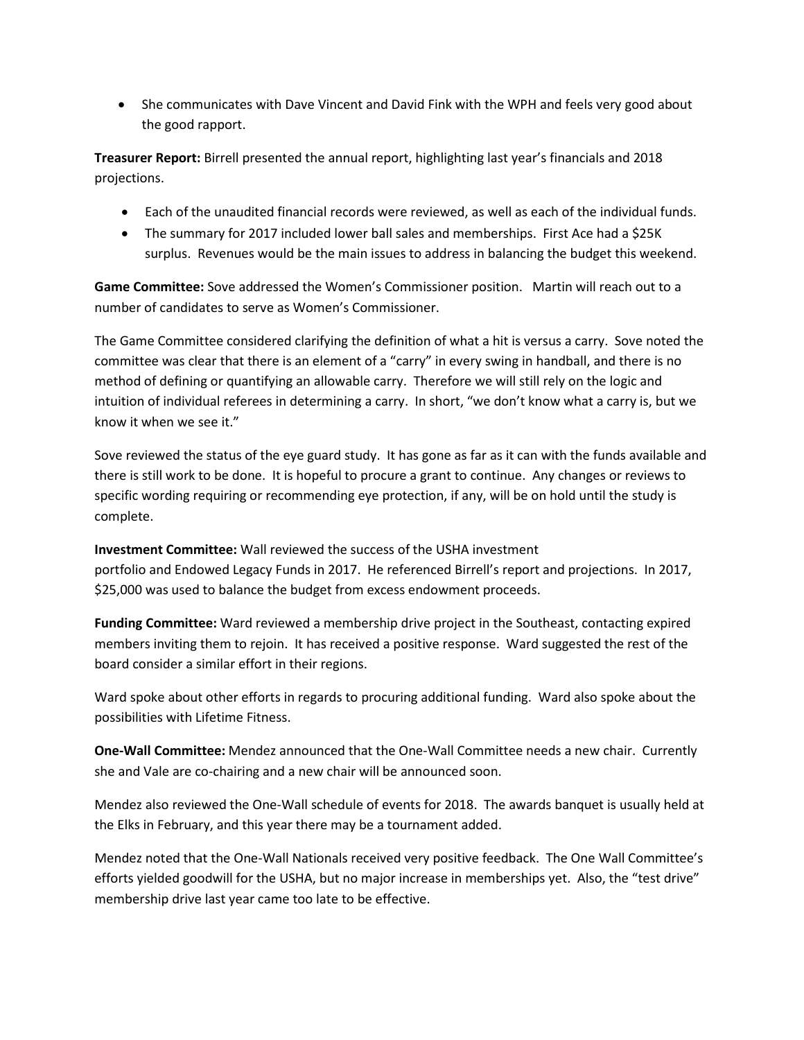- She communicates with Dave Vincent and David Fink with the WPH and feels very good about the good rapport.

**Treasurer Report:** Birrell presented the annual report, highlighting last year's financials and 2018 projections.

- Each of the unaudited financial records were reviewed, as well as each of the individual funds.
- The summary for 2017 included lower ball sales and memberships. First Ace had a $25K surplus. Revenues would be the main issues to address in balancing the budget this weekend.

**Game Committee:** Sove addressed the Women's Commissioner position. Martin will reach out to a number of candidates to serve as Women's Commissioner.

The Game Committee considered clarifying the definition of what a hit is versus a carry. Sove noted the committee was clear that there is an element of a "carry" in every swing in handball, and there is no method of defining or quantifying an allowable carry. Therefore we will still rely on the logic and intuition of individual referees in determining a carry. In short, "we don't know what a carry is, but we know it when we see it."

Sove reviewed the status of the eye guard study. It has gone as far as it can with the funds available and there is still work to be done. It is hopeful to procure a grant to continue. Any changes or reviews to specific wording requiring or recommending eye protection, if any, will be on hold until the study is complete.

**Investment Committee:** Wall reviewed the success of the USHA investment portfolio and Endowed Legacy Funds in 2017. He referenced Birrell's report and projections. In 2017, $25,000 was used to balance the budget from excess endowment proceeds.

**Funding Committee:** Ward reviewed a membership drive project in the Southeast, contacting expired members inviting them to rejoin. It has received a positive response. Ward suggested the rest of the board consider a similar effort in their regions.

Ward spoke about other efforts in regards to procuring additional funding. Ward also spoke about the possibilities with Lifetime Fitness.

**One-Wall Committee:** Mendez announced that the One-Wall Committee needs a new chair. Currently she and Vale are co-chairing and a new chair will be announced soon.

Mendez also reviewed the One-Wall schedule of events for 2018. The awards banquet is usually held at the Elks in February, and this year there may be a tournament added.

Mendez noted that the One-Wall Nationals received very positive feedback. The One Wall Committee's efforts yielded goodwill for the USHA, but no major increase in memberships yet. Also, the "test drive" membership drive last year came too late to be effective.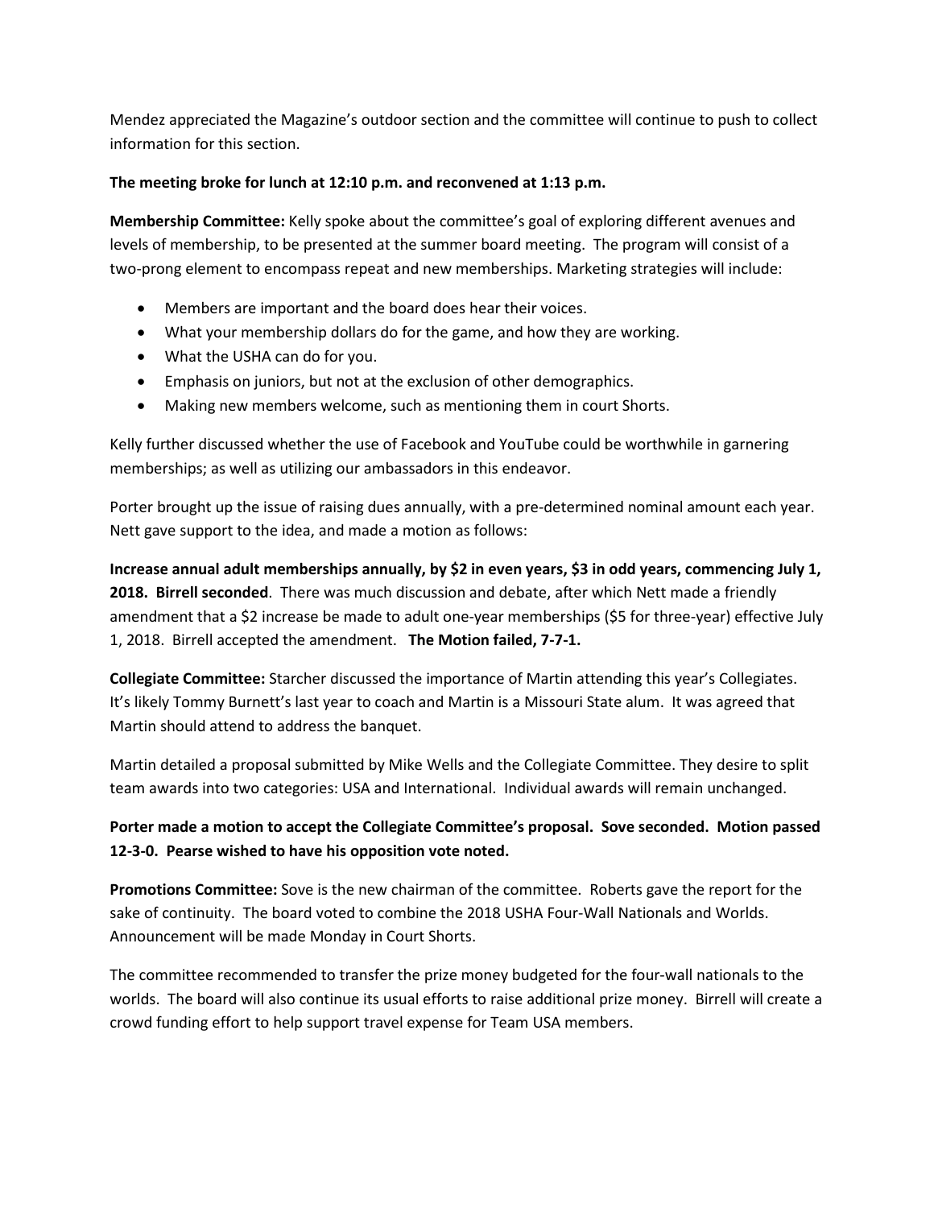Mendez appreciated the Magazine's outdoor section and the committee will continue to push to collect information for this section.

**The meeting broke for lunch at 12:10 p.m. and reconvened at 1:13 p.m.**

**Membership Committee:** Kelly spoke about the committee's goal of exploring different avenues and levels of membership, to be presented at the summer board meeting. The program will consist of a two-prong element to encompass repeat and new memberships. Marketing strategies will include:

- Members are important and the board does hear their voices.
- What your membership dollars do for the game, and how they are working.
- What the USHA can do for you.
- Emphasis on juniors, but not at the exclusion of other demographics.
- Making new members welcome, such as mentioning them in court Shorts.

Kelly further discussed whether the use of Facebook and YouTube could be worthwhile in garnering memberships; as well as utilizing our ambassadors in this endeavor.

Porter brought up the issue of raising dues annually, with a pre-determined nominal amount each year. Nett gave support to the idea, and made a motion as follows:

**Increase annual adult memberships annually, by $2 in even years, $3 in odd years, commencing July 1, 2018. Birrell seconded**. There was much discussion and debate, after which Nett made a friendly amendment that a $2 increase be made to adult one-year memberships ($5 for three-year) effective July 1, 2018. Birrell accepted the amendment. **The Motion failed, 7-7-1.**

**Collegiate Committee:** Starcher discussed the importance of Martin attending this year's Collegiates. It's likely Tommy Burnett's last year to coach and Martin is a Missouri State alum. It was agreed that Martin should attend to address the banquet.

Martin detailed a proposal submitted by Mike Wells and the Collegiate Committee. They desire to split team awards into two categories: USA and International. Individual awards will remain unchanged.

**Porter made a motion to accept the Collegiate Committee's proposal. Sove seconded. Motion passed 12-3-0. Pearse wished to have his opposition vote noted.**

**Promotions Committee:** Sove is the new chairman of the committee. Roberts gave the report for the sake of continuity. The board voted to combine the 2018 USHA Four-Wall Nationals and Worlds. Announcement will be made Monday in Court Shorts.

The committee recommended to transfer the prize money budgeted for the four-wall nationals to the worlds. The board will also continue its usual efforts to raise additional prize money. Birrell will create a crowd funding effort to help support travel expense for Team USA members.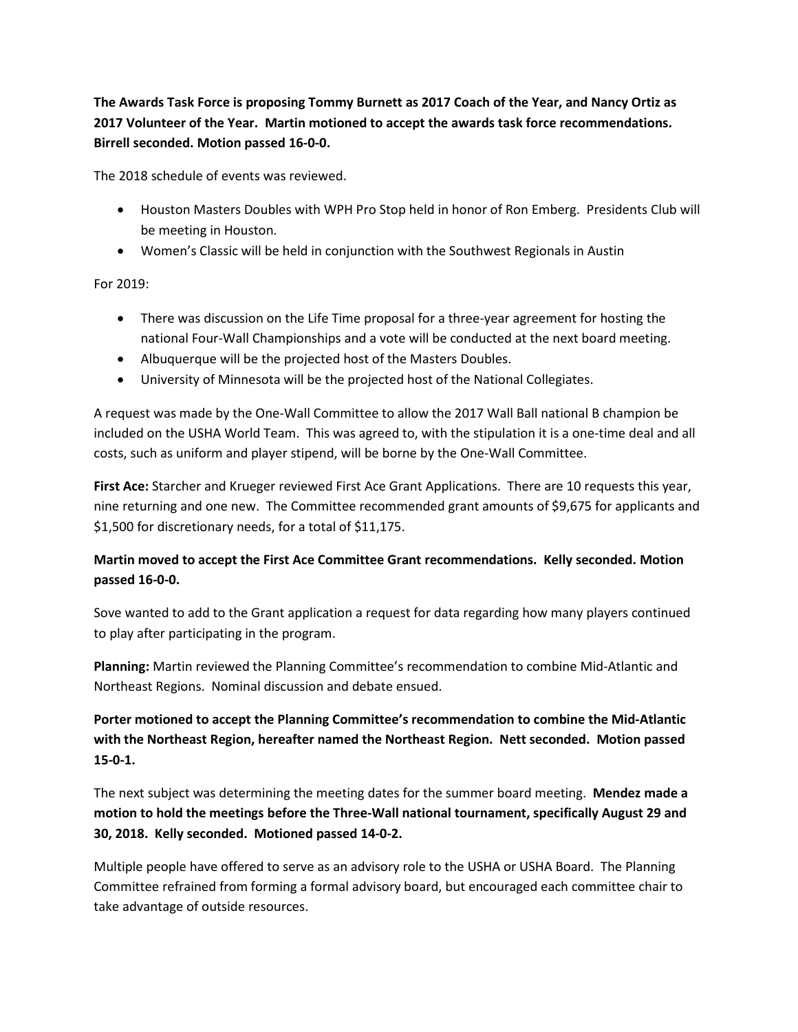**The Awards Task Force is proposing Tommy Burnett as 2017 Coach of the Year, and Nancy Ortiz as 2017 Volunteer of the Year. Martin motioned to accept the awards task force recommendations. Birrell seconded. Motion passed 16-0-0.**

The 2018 schedule of events was reviewed.

- Houston Masters Doubles with WPH Pro Stop held in honor of Ron Emberg. Presidents Club will be meeting in Houston.
- Women's Classic will be held in conjunction with the Southwest Regionals in Austin

For 2019:

- There was discussion on the Life Time proposal for a three-year agreement for hosting the national Four-Wall Championships and a vote will be conducted at the next board meeting.
- Albuquerque will be the projected host of the Masters Doubles.
- University of Minnesota will be the projected host of the National Collegiates.

A request was made by the One-Wall Committee to allow the 2017 Wall Ball national B champion be included on the USHA World Team. This was agreed to, with the stipulation it is a one-time deal and all costs, such as uniform and player stipend, will be borne by the One-Wall Committee.

**First Ace:** Starcher and Krueger reviewed First Ace Grant Applications. There are 10 requests this year, nine returning and one new. The Committee recommended grant amounts of $9,675 for applicants and $1,500 for discretionary needs, for a total of $11,175.

**Martin moved to accept the First Ace Committee Grant recommendations. Kelly seconded. Motion passed 16-0-0.**

Sove wanted to add to the Grant application a request for data regarding how many players continued to play after participating in the program.

**Planning:** Martin reviewed the Planning Committee's recommendation to combine Mid-Atlantic and Northeast Regions. Nominal discussion and debate ensued.

**Porter motioned to accept the Planning Committee's recommendation to combine the Mid-Atlantic with the Northeast Region, hereafter named the Northeast Region. Nett seconded. Motion passed 15-0-1.**

The next subject was determining the meeting dates for the summer board meeting. **Mendez made a motion to hold the meetings before the Three-Wall national tournament, specifically August 29 and 30, 2018. Kelly seconded. Motioned passed 14-0-2.**

Multiple people have offered to serve as an advisory role to the USHA or USHA Board. The Planning Committee refrained from forming a formal advisory board, but encouraged each committee chair to take advantage of outside resources.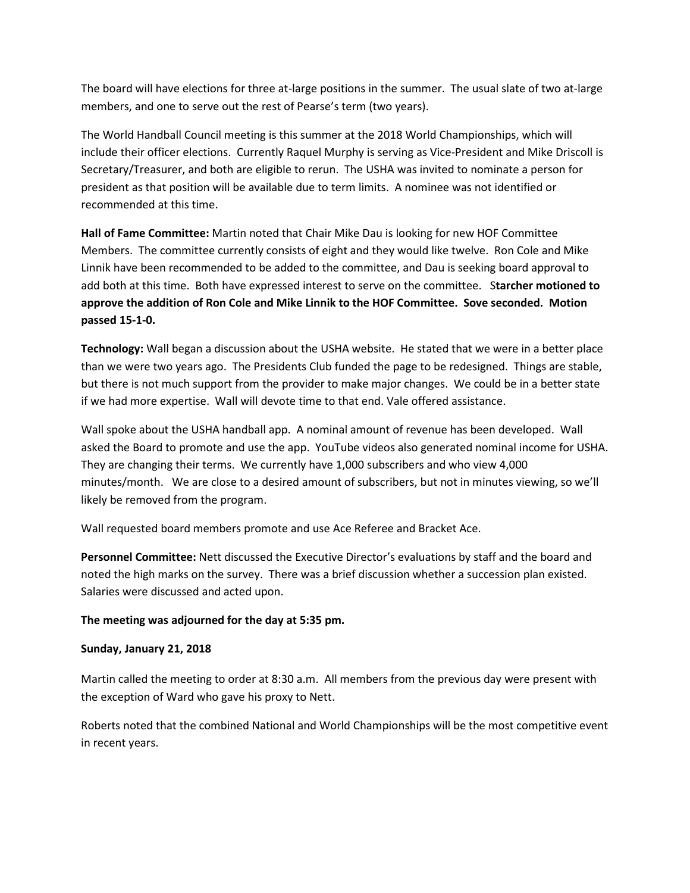The board will have elections for three at-large positions in the summer. The usual slate of two at-large members, and one to serve out the rest of Pearse's term (two years).

The World Handball Council meeting is this summer at the 2018 World Championships, which will include their officer elections. Currently Raquel Murphy is serving as Vice-President and Mike Driscoll is Secretary/Treasurer, and both are eligible to rerun. The USHA was invited to nominate a person for president as that position will be available due to term limits. A nominee was not identified or recommended at this time.

**Hall of Fame Committee:** Martin noted that Chair Mike Dau is looking for new HOF Committee Members. The committee currently consists of eight and they would like twelve. Ron Cole and Mike Linnik have been recommended to be added to the committee, and Dau is seeking board approval to add both at this time. Both have expressed interest to serve on the committee. S**tarcher motioned to approve the addition of Ron Cole and Mike Linnik to the HOF Committee. Sove seconded. Motion passed 15-1-0.**

**Technology:** Wall began a discussion about the USHA website. He stated that we were in a better place than we were two years ago. The Presidents Club funded the page to be redesigned. Things are stable, but there is not much support from the provider to make major changes. We could be in a better state if we had more expertise. Wall will devote time to that end. Vale offered assistance.

Wall spoke about the USHA handball app. A nominal amount of revenue has been developed. Wall asked the Board to promote and use the app. YouTube videos also generated nominal income for USHA. They are changing their terms. We currently have 1,000 subscribers and who view 4,000 minutes/month. We are close to a desired amount of subscribers, but not in minutes viewing, so we'll likely be removed from the program.

Wall requested board members promote and use Ace Referee and Bracket Ace.

**Personnel Committee:** Nett discussed the Executive Director's evaluations by staff and the board and noted the high marks on the survey. There was a brief discussion whether a succession plan existed. Salaries were discussed and acted upon.

**The meeting was adjourned for the day at 5:35 pm.**

**Sunday, January 21, 2018**

Martin called the meeting to order at 8:30 a.m. All members from the previous day were present with the exception of Ward who gave his proxy to Nett.

Roberts noted that the combined National and World Championships will be the most competitive event in recent years.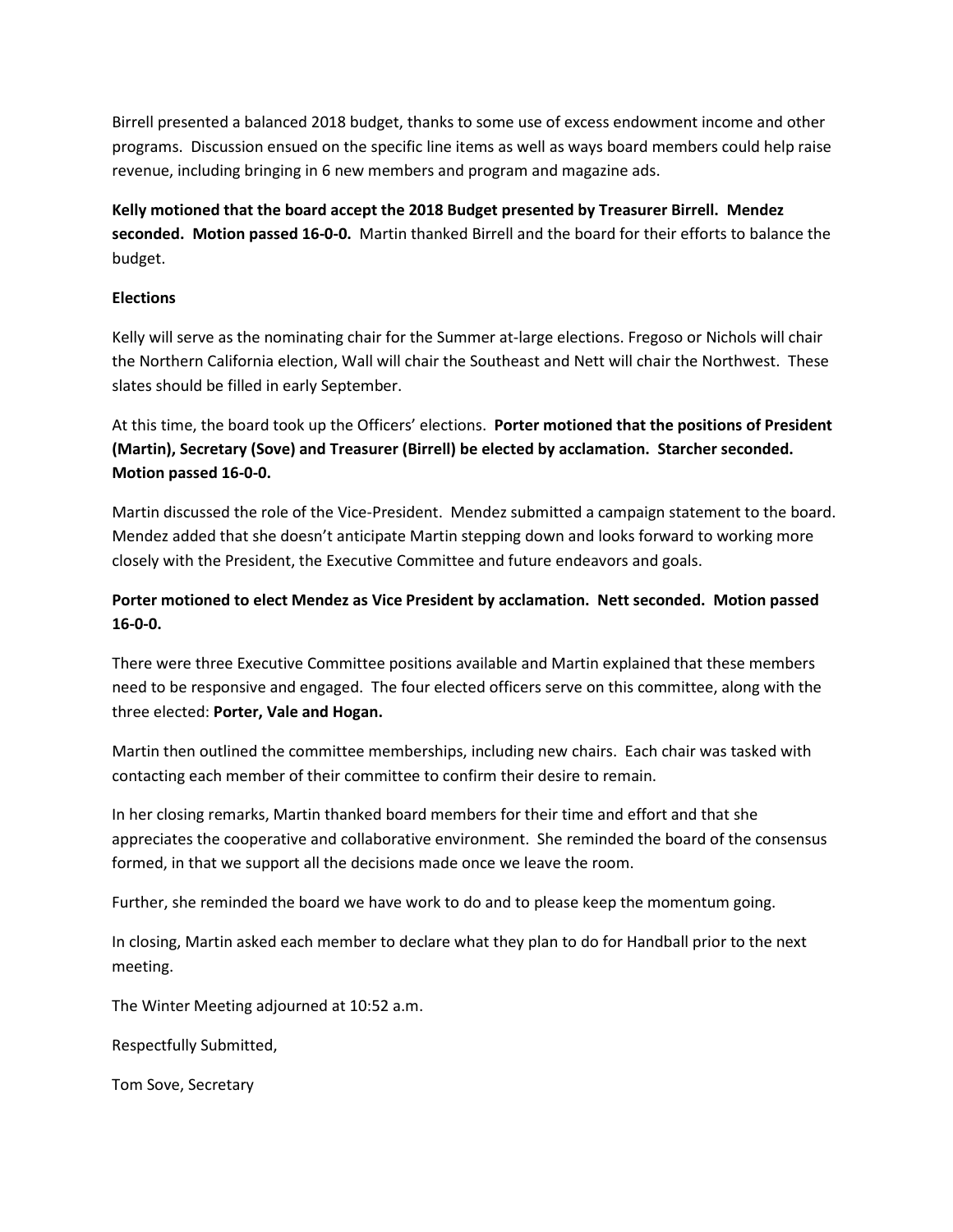Birrell presented a balanced 2018 budget, thanks to some use of excess endowment income and other programs. Discussion ensued on the specific line items as well as ways board members could help raise revenue, including bringing in 6 new members and program and magazine ads.

**Kelly motioned that the board accept the 2018 Budget presented by Treasurer Birrell. Mendez seconded. Motion passed 16-0-0.** Martin thanked Birrell and the board for their efforts to balance the budget.

**Elections**

Kelly will serve as the nominating chair for the Summer at-large elections. Fregoso or Nichols will chair the Northern California election, Wall will chair the Southeast and Nett will chair the Northwest. These slates should be filled in early September.

At this time, the board took up the Officers' elections. **Porter motioned that the positions of President (Martin), Secretary (Sove) and Treasurer (Birrell) be elected by acclamation. Starcher seconded. Motion passed 16-0-0.**

Martin discussed the role of the Vice-President. Mendez submitted a campaign statement to the board. Mendez added that she doesn't anticipate Martin stepping down and looks forward to working more closely with the President, the Executive Committee and future endeavors and goals.

**Porter motioned to elect Mendez as Vice President by acclamation. Nett seconded. Motion passed 16-0-0.**

There were three Executive Committee positions available and Martin explained that these members need to be responsive and engaged. The four elected officers serve on this committee, along with the three elected: **Porter, Vale and Hogan.**

Martin then outlined the committee memberships, including new chairs. Each chair was tasked with contacting each member of their committee to confirm their desire to remain.

In her closing remarks, Martin thanked board members for their time and effort and that she appreciates the cooperative and collaborative environment. She reminded the board of the consensus formed, in that we support all the decisions made once we leave the room.

Further, she reminded the board we have work to do and to please keep the momentum going.

In closing, Martin asked each member to declare what they plan to do for Handball prior to the next meeting.

The Winter Meeting adjourned at 10:52 a.m.

Respectfully Submitted,

Tom Sove, Secretary